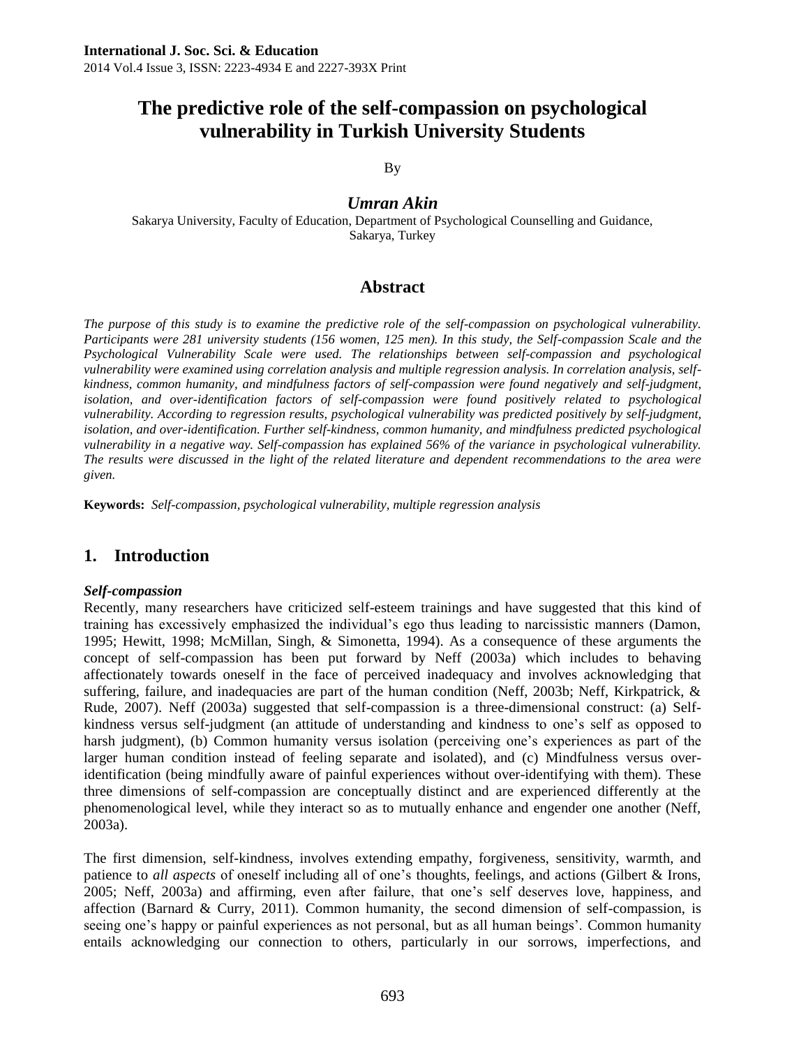# The predictive role of the self-compassion on psychological vulnerability in Turkish University Students

By

***Umran Akin***

Sakarya University, Faculty of Education, Department of Psychological Counselling and Guidance, Sakarya, Turkey

## Abstract

*The purpose of this study is to examine the predictive role of the self-compassion on psychological vulnerability. Participants were 281 university students (156 women, 125 men). In this study, the Self-compassion Scale and the Psychological Vulnerability Scale were used. The relationships between self-compassion and psychological vulnerability were examined using correlation analysis and multiple regression analysis. In correlation analysis, self-kindness, common humanity, and mindfulness factors of self-compassion were found negatively and self-judgment, isolation, and over-identification factors of self-compassion were found positively related to psychological vulnerability. According to regression results, psychological vulnerability was predicted positively by self-judgment, isolation, and over-identification. Further self-kindness, common humanity, and mindfulness predicted psychological vulnerability in a negative way. Self-compassion has explained 56% of the variance in psychological vulnerability. The results were discussed in the light of the related literature and dependent recommendations to the area were given.*

**Keywords:** *Self-compassion, psychological vulnerability, multiple regression analysis*

## 1. Introduction

### *Self-compassion*

Recently, many researchers have criticized self-esteem trainings and have suggested that this kind of training has excessively emphasized the individual's ego thus leading to narcissistic manners (Damon, 1995; Hewitt, 1998; McMillan, Singh, & Simonetta, 1994). As a consequence of these arguments the concept of self-compassion has been put forward by Neff (2003a) which includes to behaving affectionately towards oneself in the face of perceived inadequacy and involves acknowledging that suffering, failure, and inadequacies are part of the human condition (Neff, 2003b; Neff, Kirkpatrick, & Rude, 2007). Neff (2003a) suggested that self-compassion is a three-dimensional construct: (a) Self-kindness versus self-judgment (an attitude of understanding and kindness to one's self as opposed to harsh judgment), (b) Common humanity versus isolation (perceiving one's experiences as part of the larger human condition instead of feeling separate and isolated), and (c) Mindfulness versus over-identification (being mindfully aware of painful experiences without over-identifying with them). These three dimensions of self-compassion are conceptually distinct and are experienced differently at the phenomenological level, while they interact so as to mutually enhance and engender one another (Neff, 2003a).

The first dimension, self-kindness, involves extending empathy, forgiveness, sensitivity, warmth, and patience to *all aspects* of oneself including all of one's thoughts, feelings, and actions (Gilbert & Irons, 2005; Neff, 2003a) and affirming, even after failure, that one's self deserves love, happiness, and affection (Barnard & Curry, 2011). Common humanity, the second dimension of self-compassion, is seeing one's happy or painful experiences as not personal, but as all human beings'. Common humanity entails acknowledging our connection to others, particularly in our sorrows, imperfections, and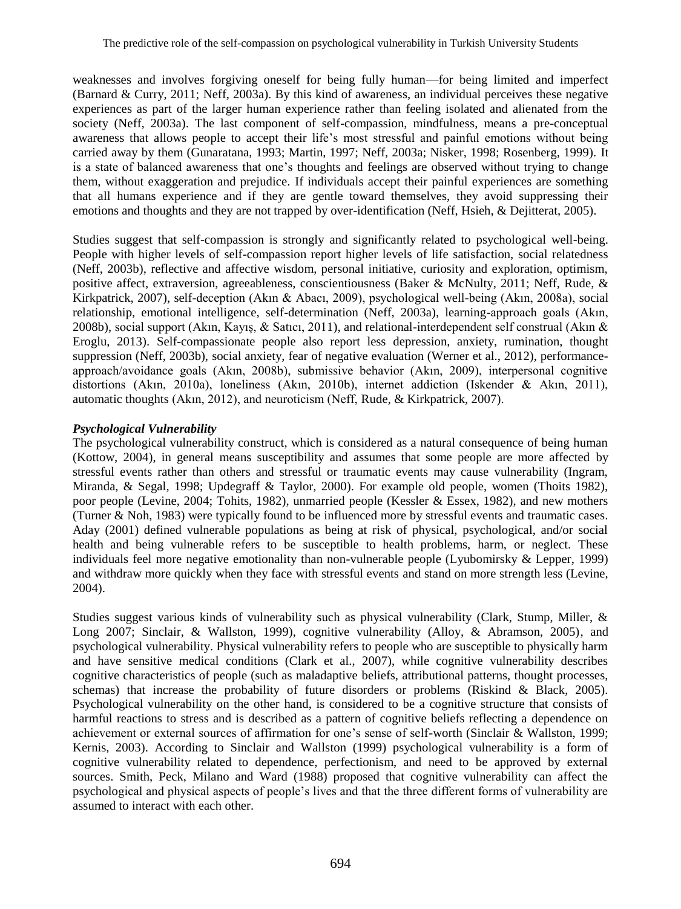weaknesses and involves forgiving oneself for being fully human—for being limited and imperfect (Barnard & Curry, 2011; Neff, 2003a). By this kind of awareness, an individual perceives these negative experiences as part of the larger human experience rather than feeling isolated and alienated from the society (Neff, 2003a). The last component of self-compassion, mindfulness, means a pre-conceptual awareness that allows people to accept their life's most stressful and painful emotions without being carried away by them (Gunaratana, 1993; Martin, 1997; Neff, 2003a; Nisker, 1998; Rosenberg, 1999). It is a state of balanced awareness that one's thoughts and feelings are observed without trying to change them, without exaggeration and prejudice. If individuals accept their painful experiences are something that all humans experience and if they are gentle toward themselves, they avoid suppressing their emotions and thoughts and they are not trapped by over-identification (Neff, Hsieh, & Dejitterat, 2005).

Studies suggest that self-compassion is strongly and significantly related to psychological well-being. People with higher levels of self-compassion report higher levels of life satisfaction, social relatedness (Neff, 2003b), reflective and affective wisdom, personal initiative, curiosity and exploration, optimism, positive affect, extraversion, agreeableness, conscientiousness (Baker & McNulty, 2011; Neff, Rude, & Kirkpatrick, 2007), self-deception (Akın & Abacı, 2009), psychological well-being (Akın, 2008a), social relationship, emotional intelligence, self-determination (Neff, 2003a), learning-approach goals (Akın, 2008b), social support (Akın, Kayış, & Satıcı, 2011), and relational-interdependent self construal (Akın & Eroglu, 2013). Self-compassionate people also report less depression, anxiety, rumination, thought suppression (Neff, 2003b), social anxiety, fear of negative evaluation (Werner et al., 2012), performance-approach/avoidance goals (Akın, 2008b), submissive behavior (Akın, 2009), interpersonal cognitive distortions (Akın, 2010a), loneliness (Akın, 2010b), internet addiction (Iskender & Akın, 2011), automatic thoughts (Akın, 2012), and neuroticism (Neff, Rude, & Kirkpatrick, 2007).

### *Psychological Vulnerability*

The psychological vulnerability construct, which is considered as a natural consequence of being human (Kottow, 2004), in general means susceptibility and assumes that some people are more affected by stressful events rather than others and stressful or traumatic events may cause vulnerability (Ingram, Miranda, & Segal, 1998; Updegraff & Taylor, 2000). For example old people, women (Thoits 1982), poor people (Levine, 2004; Tohits, 1982), unmarried people (Kessler & Essex, 1982), and new mothers (Turner & Noh, 1983) were typically found to be influenced more by stressful events and traumatic cases. Aday (2001) defined vulnerable populations as being at risk of physical, psychological, and/or social health and being vulnerable refers to be susceptible to health problems, harm, or neglect. These individuals feel more negative emotionality than non-vulnerable people (Lyubomirsky & Lepper, 1999) and withdraw more quickly when they face with stressful events and stand on more strength less (Levine, 2004).

Studies suggest various kinds of vulnerability such as physical vulnerability (Clark, Stump, Miller, & Long 2007; Sinclair, & Wallston, 1999), cognitive vulnerability (Alloy, & Abramson, 2005), and psychological vulnerability. Physical vulnerability refers to people who are susceptible to physically harm and have sensitive medical conditions (Clark et al., 2007), while cognitive vulnerability describes cognitive characteristics of people (such as maladaptive beliefs, attributional patterns, thought processes, schemas) that increase the probability of future disorders or problems (Riskind & Black, 2005). Psychological vulnerability on the other hand, is considered to be a cognitive structure that consists of harmful reactions to stress and is described as a pattern of cognitive beliefs reflecting a dependence on achievement or external sources of affirmation for one's sense of self-worth (Sinclair & Wallston, 1999; Kernis, 2003). According to Sinclair and Wallston (1999) psychological vulnerability is a form of cognitive vulnerability related to dependence, perfectionism, and need to be approved by external sources. Smith, Peck, Milano and Ward (1988) proposed that cognitive vulnerability can affect the psychological and physical aspects of people's lives and that the three different forms of vulnerability are assumed to interact with each other.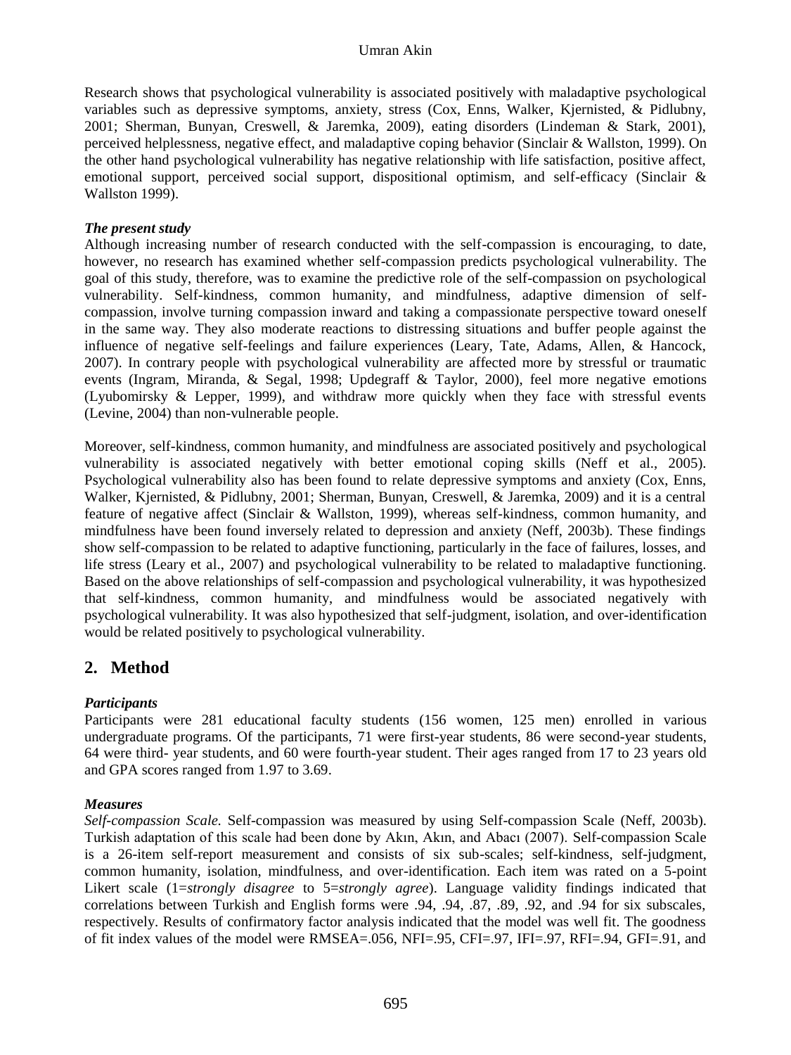Research shows that psychological vulnerability is associated positively with maladaptive psychological variables such as depressive symptoms, anxiety, stress (Cox, Enns, Walker, Kjernisted, & Pidlubny, 2001; Sherman, Bunyan, Creswell, & Jaremka, 2009), eating disorders (Lindeman & Stark, 2001), perceived helplessness, negative effect, and maladaptive coping behavior (Sinclair & Wallston, 1999). On the other hand psychological vulnerability has negative relationship with life satisfaction, positive affect, emotional support, perceived social support, dispositional optimism, and self-efficacy (Sinclair & Wallston 1999).

***The present study***

Although increasing number of research conducted with the self-compassion is encouraging, to date, however, no research has examined whether self-compassion predicts psychological vulnerability. The goal of this study, therefore, was to examine the predictive role of the self-compassion on psychological vulnerability. Self-kindness, common humanity, and mindfulness, adaptive dimension of self-compassion, involve turning compassion inward and taking a compassionate perspective toward oneself in the same way. They also moderate reactions to distressing situations and buffer people against the influence of negative self-feelings and failure experiences (Leary, Tate, Adams, Allen, & Hancock, 2007). In contrary people with psychological vulnerability are affected more by stressful or traumatic events (Ingram, Miranda, & Segal, 1998; Updegraff & Taylor, 2000), feel more negative emotions (Lyubomirsky & Lepper, 1999), and withdraw more quickly when they face with stressful events (Levine, 2004) than non-vulnerable people.

Moreover, self-kindness, common humanity, and mindfulness are associated positively and psychological vulnerability is associated negatively with better emotional coping skills (Neff et al., 2005). Psychological vulnerability also has been found to relate depressive symptoms and anxiety (Cox, Enns, Walker, Kjernisted, & Pidlubny, 2001; Sherman, Bunyan, Creswell, & Jaremka, 2009) and it is a central feature of negative affect (Sinclair & Wallston, 1999), whereas self-kindness, common humanity, and mindfulness have been found inversely related to depression and anxiety (Neff, 2003b). These findings show self-compassion to be related to adaptive functioning, particularly in the face of failures, losses, and life stress (Leary et al., 2007) and psychological vulnerability to be related to maladaptive functioning. Based on the above relationships of self-compassion and psychological vulnerability, it was hypothesized that self-kindness, common humanity, and mindfulness would be associated negatively with psychological vulnerability. It was also hypothesized that self-judgment, isolation, and over-identification would be related positively to psychological vulnerability.

## 2. Method

***Participants***

Participants were 281 educational faculty students (156 women, 125 men) enrolled in various undergraduate programs. Of the participants, 71 were first-year students, 86 were second-year students, 64 were third- year students, and 60 were fourth-year student. Their ages ranged from 17 to 23 years old and GPA scores ranged from 1.97 to 3.69.

***Measures***

*Self-compassion Scale.* Self-compassion was measured by using Self-compassion Scale (Neff, 2003b). Turkish adaptation of this scale had been done by Akın, Akın, and Abacı (2007). Self-compassion Scale is a 26-item self-report measurement and consists of six sub-scales; self-kindness, self-judgment, common humanity, isolation, mindfulness, and over-identification. Each item was rated on a 5-point Likert scale (1=*strongly disagree* to 5=*strongly agree*). Language validity findings indicated that correlations between Turkish and English forms were .94, .94, .87, .89, .92, and .94 for six subscales, respectively. Results of confirmatory factor analysis indicated that the model was well fit. The goodness of fit index values of the model were RMSEA=.056, NFI=.95, CFI=.97, IFI=.97, RFI=.94, GFI=.91, and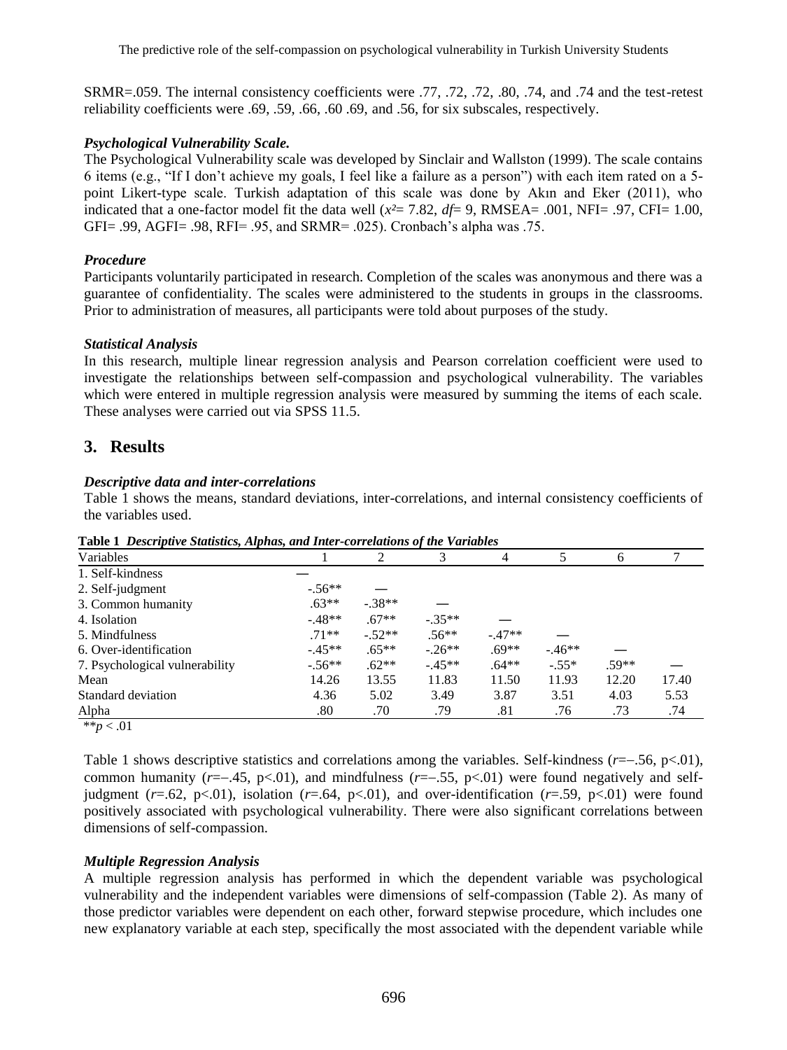SRMR=.059. The internal consistency coefficients were .77, .72, .72, .80, .74, and .74 and the test-retest reliability coefficients were .69, .59, .66, .60 .69, and .56, for six subscales, respectively.

### *Psychological Vulnerability Scale.*

The Psychological Vulnerability scale was developed by Sinclair and Wallston (1999). The scale contains 6 items (e.g., "If I don't achieve my goals, I feel like a failure as a person") with each item rated on a 5-point Likert-type scale. Turkish adaptation of this scale was done by Akın and Eker (2011), who indicated that a one-factor model fit the data well ($x^2$= 7.82, *df*= 9, RMSEA= .001, NFI= .97, CFI= 1.00, GFI= .99, AGFI= .98, RFI= .95, and SRMR= .025). Cronbach's alpha was .75.

### *Procedure*

Participants voluntarily participated in research. Completion of the scales was anonymous and there was a guarantee of confidentiality. The scales were administered to the students in groups in the classrooms. Prior to administration of measures, all participants were told about purposes of the study.

### *Statistical Analysis*

In this research, multiple linear regression analysis and Pearson correlation coefficient were used to investigate the relationships between self-compassion and psychological vulnerability. The variables which were entered in multiple regression analysis were measured by summing the items of each scale. These analyses were carried out via SPSS 11.5.

## 3. Results

### *Descriptive data and inter-correlations*

Table 1 shows the means, standard deviations, inter-correlations, and internal consistency coefficients of the variables used.

**Table 1** ***Descriptive Statistics, Alphas, and Inter-correlations of the Variables***

| Variables | 1 | 2 | 3 | 4 | 5 | 6 | 7 |
|---|---|---|---|---|---|---|---|
| 1. Self-kindness | — | | | | | | |
| 2. Self-judgment | -.56** | — | | | | | |
| 3. Common humanity | .63** | -.38** | — | | | | |
| 4. Isolation | -.48** | .67** | -.35** | — | | | |
| 5. Mindfulness | .71** | -.52** | .56** | -.47** | — | | |
| 6. Over-identification | -.45** | .65** | -.26** | .69** | -.46** | — | |
| 7. Psychological vulnerability | -.56** | .62** | -.45** | .64** | -.55* | .59** | — |
| Mean | 14.26 | 13.55 | 11.83 | 11.50 | 11.93 | 12.20 | 17.40 |
| Standard deviation | 4.36 | 5.02 | 3.49 | 3.87 | 3.51 | 4.03 | 5.53 |
| Alpha | .80 | .70 | .79 | .81 | .76 | .73 | .74 |

**$p < .01$

Table 1 shows descriptive statistics and correlations among the variables. Self-kindness ($r$=−.56, p<.01), common humanity ($r$=−.45, p<.01), and mindfulness ($r$=−.55, p<.01) were found negatively and self-judgment ($r$=.62, p<.01), isolation ($r$=.64, p<.01), and over-identification ($r$=.59, p<.01) were found positively associated with psychological vulnerability. There were also significant correlations between dimensions of self-compassion.

### *Multiple Regression Analysis*

A multiple regression analysis has performed in which the dependent variable was psychological vulnerability and the independent variables were dimensions of self-compassion (Table 2). As many of those predictor variables were dependent on each other, forward stepwise procedure, which includes one new explanatory variable at each step, specifically the most associated with the dependent variable while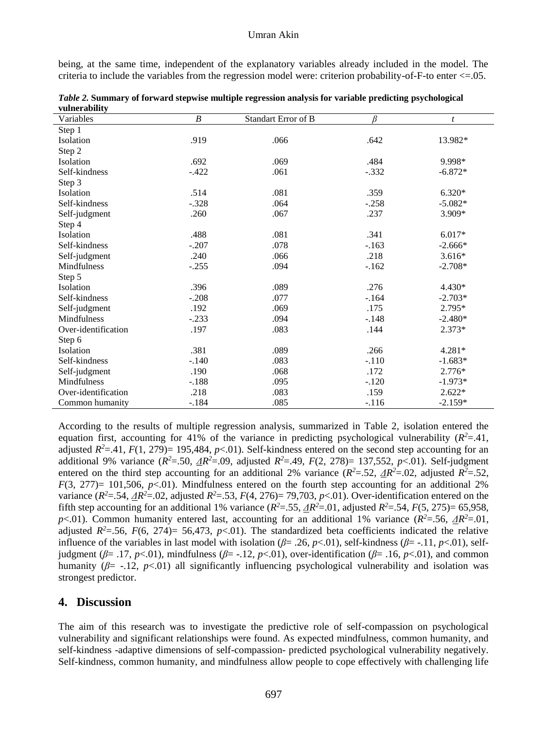being, at the same time, independent of the explanatory variables already included in the model. The criteria to include the variables from the regression model were: criterion probability-of-F-to enter <=.05.

***Table 2.*** **Summary of forward stepwise multiple regression analysis for variable predicting psychological vulnerability**

| Variables | *B* | Standart Error of B | *β* | *t* |
|---|---|---|---|---|
| Step 1 | | | | |
| Isolation | .919 | .066 | .642 | 13.982* |
| Step 2 | | | | |
| Isolation | .692 | .069 | .484 | 9.998* |
| Self-kindness | -.422 | .061 | -.332 | -6.872* |
| Step 3 | | | | |
| Isolation | .514 | .081 | .359 | 6.320* |
| Self-kindness | -.328 | .064 | -.258 | -5.082* |
| Self-judgment | .260 | .067 | .237 | 3.909* |
| Step 4 | | | | |
| Isolation | .488 | .081 | .341 | 6.017* |
| Self-kindness | -.207 | .078 | -.163 | -2.666* |
| Self-judgment | .240 | .066 | .218 | 3.616* |
| Mindfulness | -.255 | .094 | -.162 | -2.708* |
| Step 5 | | | | |
| Isolation | .396 | .089 | .276 | 4.430* |
| Self-kindness | -.208 | .077 | -.164 | -2.703* |
| Self-judgment | .192 | .069 | .175 | 2.795* |
| Mindfulness | -.233 | .094 | -.148 | -2.480* |
| Over-identification | .197 | .083 | .144 | 2.373* |
| Step 6 | | | | |
| Isolation | .381 | .089 | .266 | 4.281* |
| Self-kindness | -.140 | .083 | -.110 | -1.683* |
| Self-judgment | .190 | .068 | .172 | 2.776* |
| Mindfulness | -.188 | .095 | -.120 | -1.973* |
| Over-identification | .218 | .083 | .159 | 2.622* |
| Common humanity | -.184 | .085 | -.116 | -2.159* |

According to the results of multiple regression analysis, summarized in Table 2, isolation entered the equation first, accounting for 41% of the variance in predicting psychological vulnerability ($R^2$=.41, adjusted $R^2$=.41, $F$(1, 279)= 195,484, $p$<.01). Self-kindness entered on the second step accounting for an additional 9% variance ($R^2$=.50, $\Delta R^2$=.09, adjusted $R^2$=.49, $F$(2, 278)= 137,552, $p$<.01). Self-judgment entered on the third step accounting for an additional 2% variance ($R^2$=.52, $\Delta R^2$=.02, adjusted $R^2$=.52, $F$(3, 277)= 101,506, $p$<.01). Mindfulness entered on the fourth step accounting for an additional 2% variance ($R^2$=.54, $\Delta R^2$=.02, adjusted $R^2$=.53, $F$(4, 276)= 79,703, $p$<.01). Over-identification entered on the fifth step accounting for an additional 1% variance ($R^2$=.55, $\Delta R^2$=.01, adjusted $R^2$=.54, $F$(5, 275)= 65,958, $p$<.01). Common humanity entered last, accounting for an additional 1% variance ($R^2$=.56, $\Delta R^2$=.01, adjusted $R^2$=.56, $F$(6, 274)= 56,473, $p$<.01). The standardized beta coefficients indicated the relative influence of the variables in last model with isolation ($\beta$= .26, $p$<.01), self-kindness ($\beta$= -.11, $p$<.01), self-judgment ($\beta$= .17, $p$<.01), mindfulness ($\beta$= -.12, $p$<.01), over-identification ($\beta$= .16, $p$<.01), and common humanity ($\beta$= -.12, $p$<.01) all significantly influencing psychological vulnerability and isolation was strongest predictor.

## 4. Discussion

The aim of this research was to investigate the predictive role of self-compassion on psychological vulnerability and significant relationships were found. As expected mindfulness, common humanity, and self-kindness -adaptive dimensions of self-compassion- predicted psychological vulnerability negatively. Self-kindness, common humanity, and mindfulness allow people to cope effectively with challenging life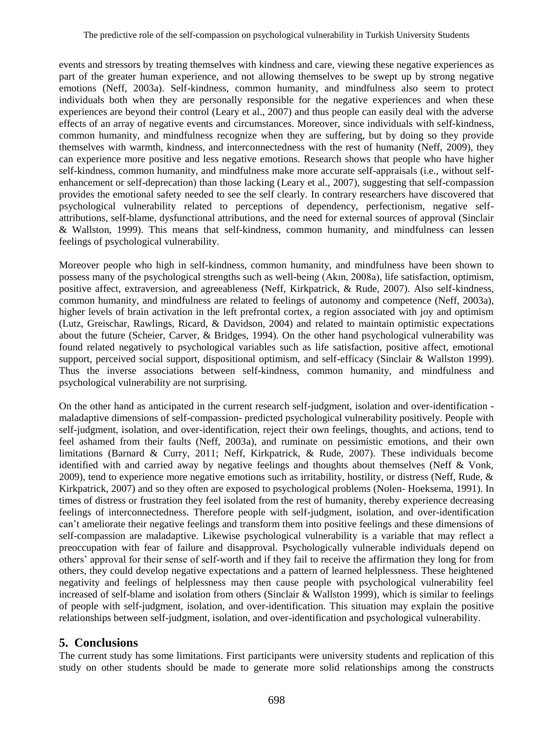events and stressors by treating themselves with kindness and care, viewing these negative experiences as part of the greater human experience, and not allowing themselves to be swept up by strong negative emotions (Neff, 2003a). Self-kindness, common humanity, and mindfulness also seem to protect individuals both when they are personally responsible for the negative experiences and when these experiences are beyond their control (Leary et al., 2007) and thus people can easily deal with the adverse effects of an array of negative events and circumstances. Moreover, since individuals with self-kindness, common humanity, and mindfulness recognize when they are suffering, but by doing so they provide themselves with warmth, kindness, and interconnectedness with the rest of humanity (Neff, 2009), they can experience more positive and less negative emotions. Research shows that people who have higher self-kindness, common humanity, and mindfulness make more accurate self-appraisals (i.e., without self-enhancement or self-deprecation) than those lacking (Leary et al., 2007), suggesting that self-compassion provides the emotional safety needed to see the self clearly. In contrary researchers have discovered that psychological vulnerability related to perceptions of dependency, perfectionism, negative self-attributions, self-blame, dysfunctional attributions, and the need for external sources of approval (Sinclair & Wallston, 1999). This means that self-kindness, common humanity, and mindfulness can lessen feelings of psychological vulnerability.

Moreover people who high in self-kindness, common humanity, and mindfulness have been shown to possess many of the psychological strengths such as well-being (Akın, 2008a), life satisfaction, optimism, positive affect, extraversion, and agreeableness (Neff, Kirkpatrick, & Rude, 2007). Also self-kindness, common humanity, and mindfulness are related to feelings of autonomy and competence (Neff, 2003a), higher levels of brain activation in the left prefrontal cortex, a region associated with joy and optimism (Lutz, Greischar, Rawlings, Ricard, & Davidson, 2004) and related to maintain optimistic expectations about the future (Scheier, Carver, & Bridges, 1994). On the other hand psychological vulnerability was found related negatively to psychological variables such as life satisfaction, positive affect, emotional support, perceived social support, dispositional optimism, and self-efficacy (Sinclair & Wallston 1999). Thus the inverse associations between self-kindness, common humanity, and mindfulness and psychological vulnerability are not surprising.

On the other hand as anticipated in the current research self-judgment, isolation and over-identification - maladaptive dimensions of self-compassion- predicted psychological vulnerability positively. People with self-judgment, isolation, and over-identification, reject their own feelings, thoughts, and actions, tend to feel ashamed from their faults (Neff, 2003a), and ruminate on pessimistic emotions, and their own limitations (Barnard & Curry, 2011; Neff, Kirkpatrick, & Rude, 2007). These individuals become identified with and carried away by negative feelings and thoughts about themselves (Neff & Vonk, 2009), tend to experience more negative emotions such as irritability, hostility, or distress (Neff, Rude, & Kirkpatrick, 2007) and so they often are exposed to psychological problems (Nolen- Hoeksema, 1991). In times of distress or frustration they feel isolated from the rest of humanity, thereby experience decreasing feelings of interconnectedness. Therefore people with self-judgment, isolation, and over-identification can't ameliorate their negative feelings and transform them into positive feelings and these dimensions of self-compassion are maladaptive. Likewise psychological vulnerability is a variable that may reflect a preoccupation with fear of failure and disapproval. Psychologically vulnerable individuals depend on others' approval for their sense of self-worth and if they fail to receive the affirmation they long for from others, they could develop negative expectations and a pattern of learned helplessness. These heightened negativity and feelings of helplessness may then cause people with psychological vulnerability feel increased of self-blame and isolation from others (Sinclair & Wallston 1999), which is similar to feelings of people with self-judgment, isolation, and over-identification. This situation may explain the positive relationships between self-judgment, isolation, and over-identification and psychological vulnerability.

## 5. Conclusions

The current study has some limitations. First participants were university students and replication of this study on other students should be made to generate more solid relationships among the constructs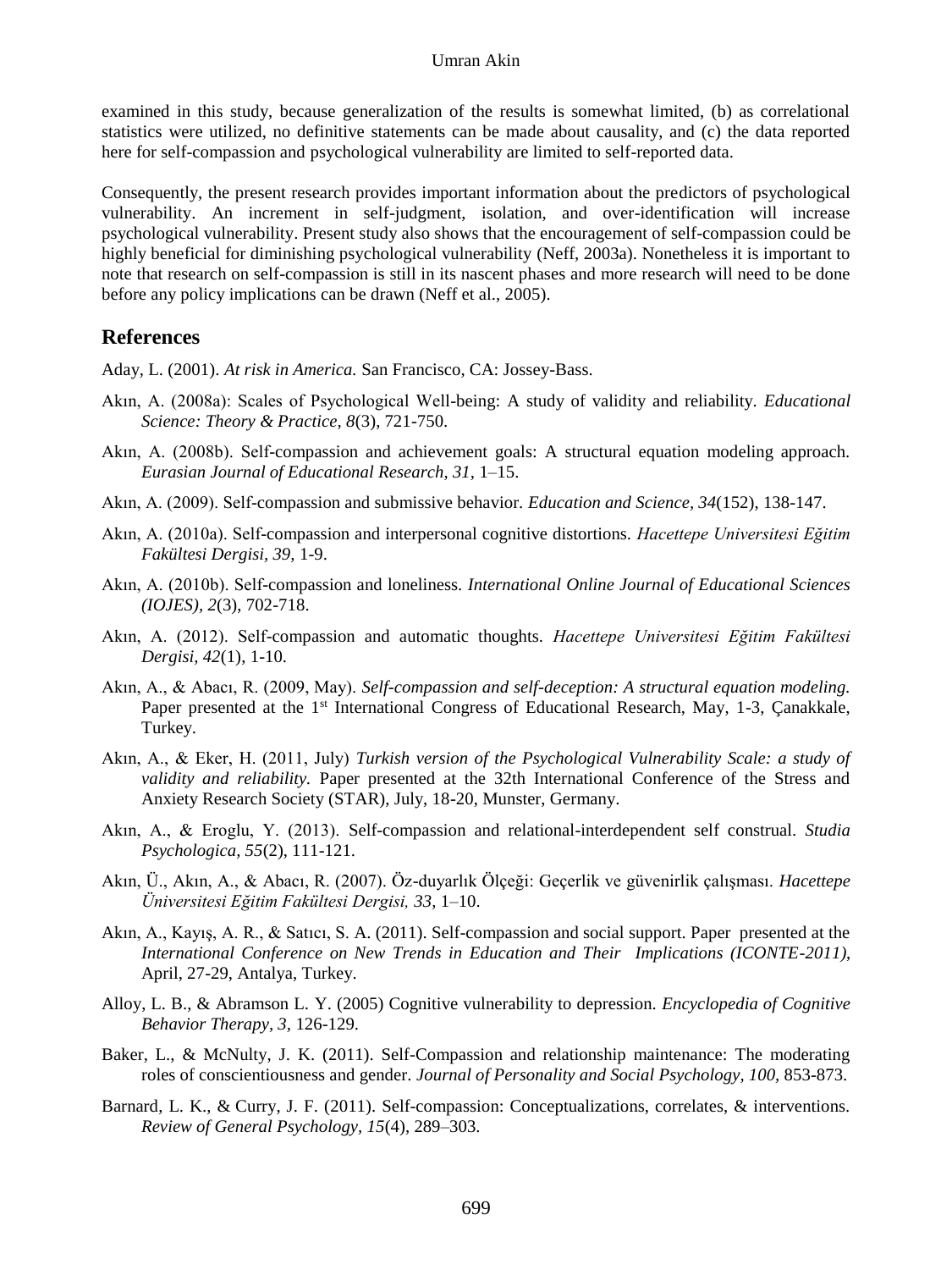examined in this study, because generalization of the results is somewhat limited, (b) as correlational statistics were utilized, no definitive statements can be made about causality, and (c) the data reported here for self-compassion and psychological vulnerability are limited to self-reported data.

Consequently, the present research provides important information about the predictors of psychological vulnerability. An increment in self-judgment, isolation, and over-identification will increase psychological vulnerability. Present study also shows that the encouragement of self-compassion could be highly beneficial for diminishing psychological vulnerability (Neff, 2003a). Nonetheless it is important to note that research on self-compassion is still in its nascent phases and more research will need to be done before any policy implications can be drawn (Neff et al., 2005).

## References

Aday, L. (2001). *At risk in America.* San Francisco, CA: Jossey-Bass.

Akın, A. (2008a): Scales of Psychological Well-being: A study of validity and reliability. *Educational Science: Theory & Practice, 8*(3), 721-750.

Akın, A. (2008b). Self-compassion and achievement goals: A structural equation modeling approach. *Eurasian Journal of Educational Research, 31,* 1–15.

Akın, A. (2009). Self-compassion and submissive behavior. *Education and Science, 34*(152), 138-147.

Akın, A. (2010a). Self-compassion and interpersonal cognitive distortions. *Hacettepe Universitesi Eğitim Fakültesi Dergisi, 39,* 1-9.

Akın, A. (2010b). Self-compassion and loneliness. *International Online Journal of Educational Sciences (IOJES), 2*(3), 702-718.

Akın, A. (2012). Self-compassion and automatic thoughts. *Hacettepe Universitesi Eğitim Fakültesi Dergisi, 42*(1), 1-10.

Akın, A., & Abacı, R. (2009, May). *Self-compassion and self-deception: A structural equation modeling.* Paper presented at the 1st International Congress of Educational Research, May, 1-3, Çanakkale, Turkey.

Akın, A., & Eker, H. (2011, July) *Turkish version of the Psychological Vulnerability Scale: a study of validity and reliability.* Paper presented at the 32th International Conference of the Stress and Anxiety Research Society (STAR), July, 18-20, Munster, Germany.

Akın, A., & Eroglu, Y. (2013). Self-compassion and relational-interdependent self construal. *Studia Psychologica, 55*(2), 111-121.

Akın, Ü., Akın, A., & Abacı, R. (2007). Öz-duyarlık Ölçeği: Geçerlik ve güvenirlik çalışması. *Hacettepe Üniversitesi Eğitim Fakültesi Dergisi, 33,* 1–10.

Akın, A., Kayış, A. R., & Satıcı, S. A. (2011). Self-compassion and social support. Paper presented at the *International Conference on New Trends in Education and Their Implications (ICONTE-2011),* April, 27-29, Antalya, Turkey.

Alloy, L. B., & Abramson L. Y. (2005) Cognitive vulnerability to depression. *Encyclopedia of Cognitive Behavior Therapy, 3,* 126-129.

Baker, L., & McNulty, J. K. (2011). Self-Compassion and relationship maintenance: The moderating roles of conscientiousness and gender. *Journal of Personality and Social Psychology, 100,* 853-873.

Barnard, L. K., & Curry, J. F. (2011). Self-compassion: Conceptualizations, correlates, & interventions. *Review of General Psychology, 15*(4), 289–303.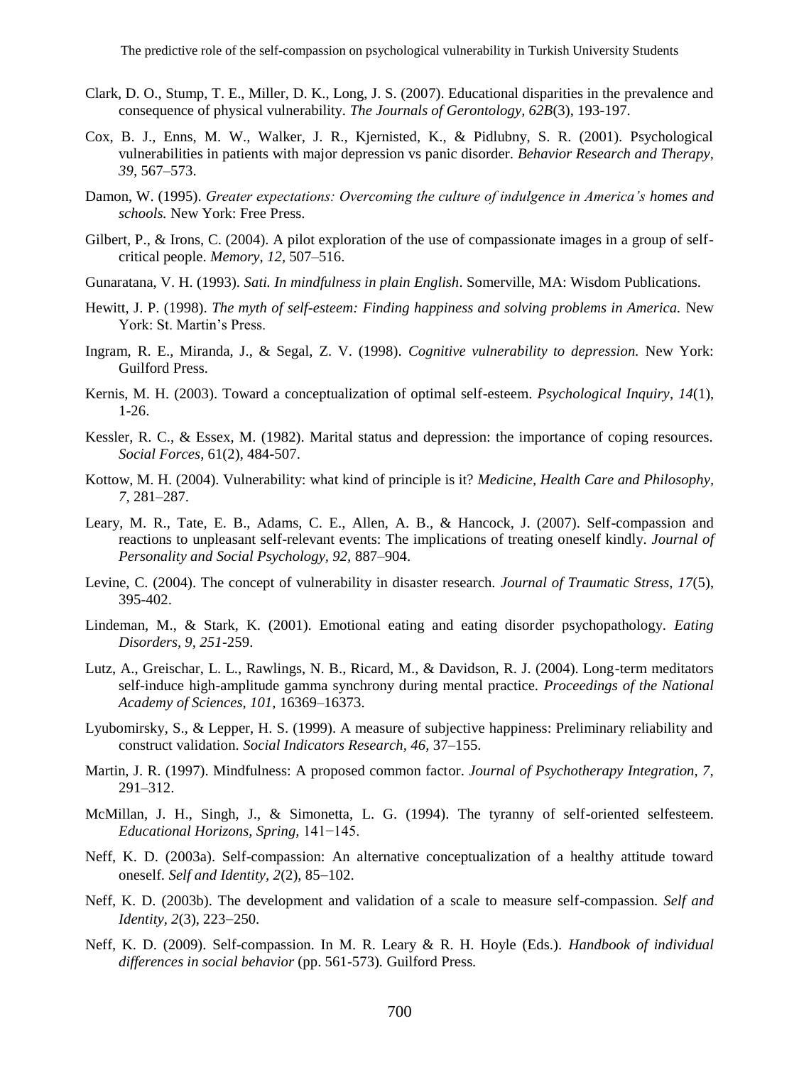Clark, D. O., Stump, T. E., Miller, D. K., Long, J. S. (2007). Educational disparities in the prevalence and consequence of physical vulnerability. *The Journals of Gerontology, 62B*(3), 193-197.

Cox, B. J., Enns, M. W., Walker, J. R., Kjernisted, K., & Pidlubny, S. R. (2001). Psychological vulnerabilities in patients with major depression vs panic disorder. *Behavior Research and Therapy, 39*, 567–573.

Damon, W. (1995). *Greater expectations: Overcoming the culture of indulgence in America's homes and schools.* New York: Free Press.

Gilbert, P., & Irons, C. (2004). A pilot exploration of the use of compassionate images in a group of self-critical people. *Memory*, *12*, 507–516.

Gunaratana, V. H. (1993). *Sati. In mindfulness in plain English*. Somerville, MA: Wisdom Publications.

Hewitt, J. P. (1998). *The myth of self-esteem: Finding happiness and solving problems in America.* New York: St. Martin's Press.

Ingram, R. E., Miranda, J., & Segal, Z. V. (1998). *Cognitive vulnerability to depression.* New York: Guilford Press.

Kernis, M. H. (2003). Toward a conceptualization of optimal self-esteem. *Psychological Inquiry*, *14*(1), 1-26.

Kessler, R. C., & Essex, M. (1982). Marital status and depression: the importance of coping resources. *Social Forces*, 61(2), 484-507.

Kottow, M. H. (2004). Vulnerability: what kind of principle is it? *Medicine, Health Care and Philosophy, 7,* 281–287.

Leary, M. R., Tate, E. B., Adams, C. E., Allen, A. B., & Hancock, J. (2007). Self-compassion and reactions to unpleasant self-relevant events: The implications of treating oneself kindly. *Journal of Personality and Social Psychology, 92,* 887–904.

Levine, C. (2004). The concept of vulnerability in disaster research. *Journal of Traumatic Stress, 17*(5), 395-402.

Lindeman, M., & Stark, K. (2001). Emotional eating and eating disorder psychopathology. *Eating Disorders, 9, 251*-259.

Lutz, A., Greischar, L. L., Rawlings, N. B., Ricard, M., & Davidson, R. J. (2004). Long-term meditators self-induce high-amplitude gamma synchrony during mental practice. *Proceedings of the National Academy of Sciences, 101,* 16369–16373.

Lyubomirsky, S., & Lepper, H. S. (1999). A measure of subjective happiness: Preliminary reliability and construct validation. *Social Indicators Research, 46,* 37–155.

Martin, J. R. (1997). Mindfulness: A proposed common factor. *Journal of Psychotherapy Integration, 7,* 291–312.

McMillan, J. H., Singh, J., & Simonetta, L. G. (1994). The tyranny of self-oriented selfesteem. *Educational Horizons, Spring,* 141−145.

Neff, K. D. (2003a). Self-compassion: An alternative conceptualization of a healthy attitude toward oneself*. Self and Identity, 2*(2), 85−102.

Neff, K. D. (2003b). The development and validation of a scale to measure self-compassion*. Self and Identity, 2*(3), 223−250.

Neff, K. D. (2009). Self-compassion. In M. R. Leary & R. H. Hoyle (Eds.). *Handbook of individual differences in social behavior* (pp. 561-573)*.* Guilford Press.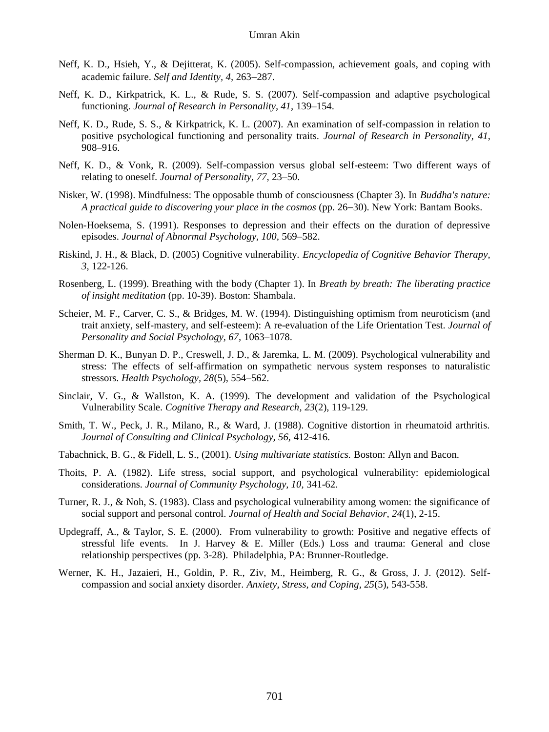Neff, K. D., Hsieh, Y., & Dejitterat, K. (2005). Self-compassion, achievement goals, and coping with academic failure. *Self and Identity, 4,* 263–287.

Neff, K. D., Kirkpatrick, K. L., & Rude, S. S. (2007). Self-compassion and adaptive psychological functioning. *Journal of Research in Personality, 41,* 139–154.

Neff, K. D., Rude, S. S., & Kirkpatrick, K. L. (2007). An examination of self-compassion in relation to positive psychological functioning and personality traits. *Journal of Research in Personality, 41,* 908–916.

Neff, K. D., & Vonk, R. (2009). Self-compassion versus global self-esteem: Two different ways of relating to oneself. *Journal of Personality, 77,* 23–50.

Nisker, W. (1998). Mindfulness: The opposable thumb of consciousness (Chapter 3). In *Buddha's nature: A practical guide to discovering your place in the cosmos* (pp. 26–30). New York: Bantam Books.

Nolen-Hoeksema, S. (1991). Responses to depression and their effects on the duration of depressive episodes. *Journal of Abnormal Psychology, 100,* 569–582.

Riskind, J. H., & Black, D. (2005) Cognitive vulnerability. *Encyclopedia of Cognitive Behavior Therapy, 3,* 122-126.

Rosenberg, L. (1999). Breathing with the body (Chapter 1). In *Breath by breath: The liberating practice of insight meditation* (pp. 10-39). Boston: Shambala.

Scheier, M. F., Carver, C. S., & Bridges, M. W. (1994). Distinguishing optimism from neuroticism (and trait anxiety, self-mastery, and self-esteem): A re-evaluation of the Life Orientation Test. *Journal of Personality and Social Psychology, 67,* 1063–1078.

Sherman D. K., Bunyan D. P., Creswell, J. D., & Jaremka, L. M. (2009). Psychological vulnerability and stress: The effects of self-affirmation on sympathetic nervous system responses to naturalistic stressors. *Health Psychology, 28*(5), 554–562.

Sinclair, V. G., & Wallston, K. A. (1999). The development and validation of the Psychological Vulnerability Scale. *Cognitive Therapy and Research, 23*(2), 119-129.

Smith, T. W., Peck, J. R., Milano, R., & Ward, J. (1988). Cognitive distortion in rheumatoid arthritis. *Journal of Consulting and Clinical Psychology, 56,* 412-416.

Tabachnick, B. G., & Fidell, L. S., (2001). *Using multivariate statistics.* Boston: Allyn and Bacon.

Thoits, P. A. (1982). Life stress, social support, and psychological vulnerability: epidemiological considerations. *Journal of Community Psychology, 10,* 341-62.

Turner, R. J., & Noh, S. (1983). Class and psychological vulnerability among women: the significance of social support and personal control. *Journal of Health and Social Behavior, 24*(1), 2-15.

Updegraff, A., & Taylor, S. E. (2000). From vulnerability to growth: Positive and negative effects of stressful life events. In J. Harvey & E. Miller (Eds.) Loss and trauma: General and close relationship perspectives (pp. 3-28). Philadelphia, PA: Brunner-Routledge.

Werner, K. H., Jazaieri, H., Goldin, P. R., Ziv, M., Heimberg, R. G., & Gross, J. J. (2012). Self-compassion and social anxiety disorder. *Anxiety, Stress, and Coping, 25*(5), 543-558.